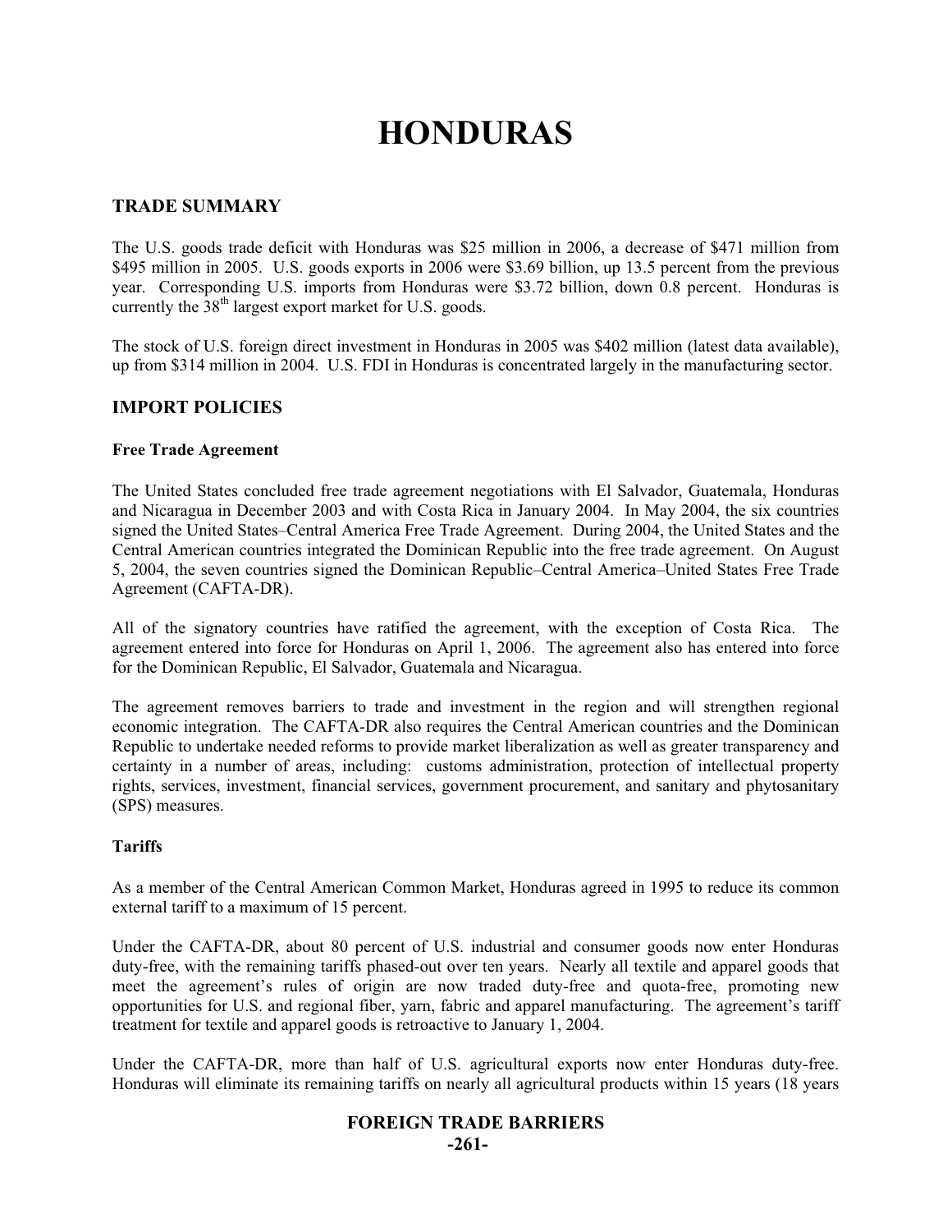# HONDURAS

## TRADE SUMMARY

The U.S. goods trade deficit with Honduras was $25 million in 2006, a decrease of $471 million from $495 million in 2005. U.S. goods exports in 2006 were $3.69 billion, up 13.5 percent from the previous year. Corresponding U.S. imports from Honduras were $3.72 billion, down 0.8 percent. Honduras is currently the 38th largest export market for U.S. goods.

The stock of U.S. foreign direct investment in Honduras in 2005 was $402 million (latest data available), up from $314 million in 2004. U.S. FDI in Honduras is concentrated largely in the manufacturing sector.

## IMPORT POLICIES

### Free Trade Agreement

The United States concluded free trade agreement negotiations with El Salvador, Guatemala, Honduras and Nicaragua in December 2003 and with Costa Rica in January 2004. In May 2004, the six countries signed the United States–Central America Free Trade Agreement. During 2004, the United States and the Central American countries integrated the Dominican Republic into the free trade agreement. On August 5, 2004, the seven countries signed the Dominican Republic–Central America–United States Free Trade Agreement (CAFTA-DR).

All of the signatory countries have ratified the agreement, with the exception of Costa Rica. The agreement entered into force for Honduras on April 1, 2006. The agreement also has entered into force for the Dominican Republic, El Salvador, Guatemala and Nicaragua.

The agreement removes barriers to trade and investment in the region and will strengthen regional economic integration. The CAFTA-DR also requires the Central American countries and the Dominican Republic to undertake needed reforms to provide market liberalization as well as greater transparency and certainty in a number of areas, including: customs administration, protection of intellectual property rights, services, investment, financial services, government procurement, and sanitary and phytosanitary (SPS) measures.

### Tariffs

As a member of the Central American Common Market, Honduras agreed in 1995 to reduce its common external tariff to a maximum of 15 percent.

Under the CAFTA-DR, about 80 percent of U.S. industrial and consumer goods now enter Honduras duty-free, with the remaining tariffs phased-out over ten years. Nearly all textile and apparel goods that meet the agreement's rules of origin are now traded duty-free and quota-free, promoting new opportunities for U.S. and regional fiber, yarn, fabric and apparel manufacturing. The agreement's tariff treatment for textile and apparel goods is retroactive to January 1, 2004.

Under the CAFTA-DR, more than half of U.S. agricultural exports now enter Honduras duty-free. Honduras will eliminate its remaining tariffs on nearly all agricultural products within 15 years (18 years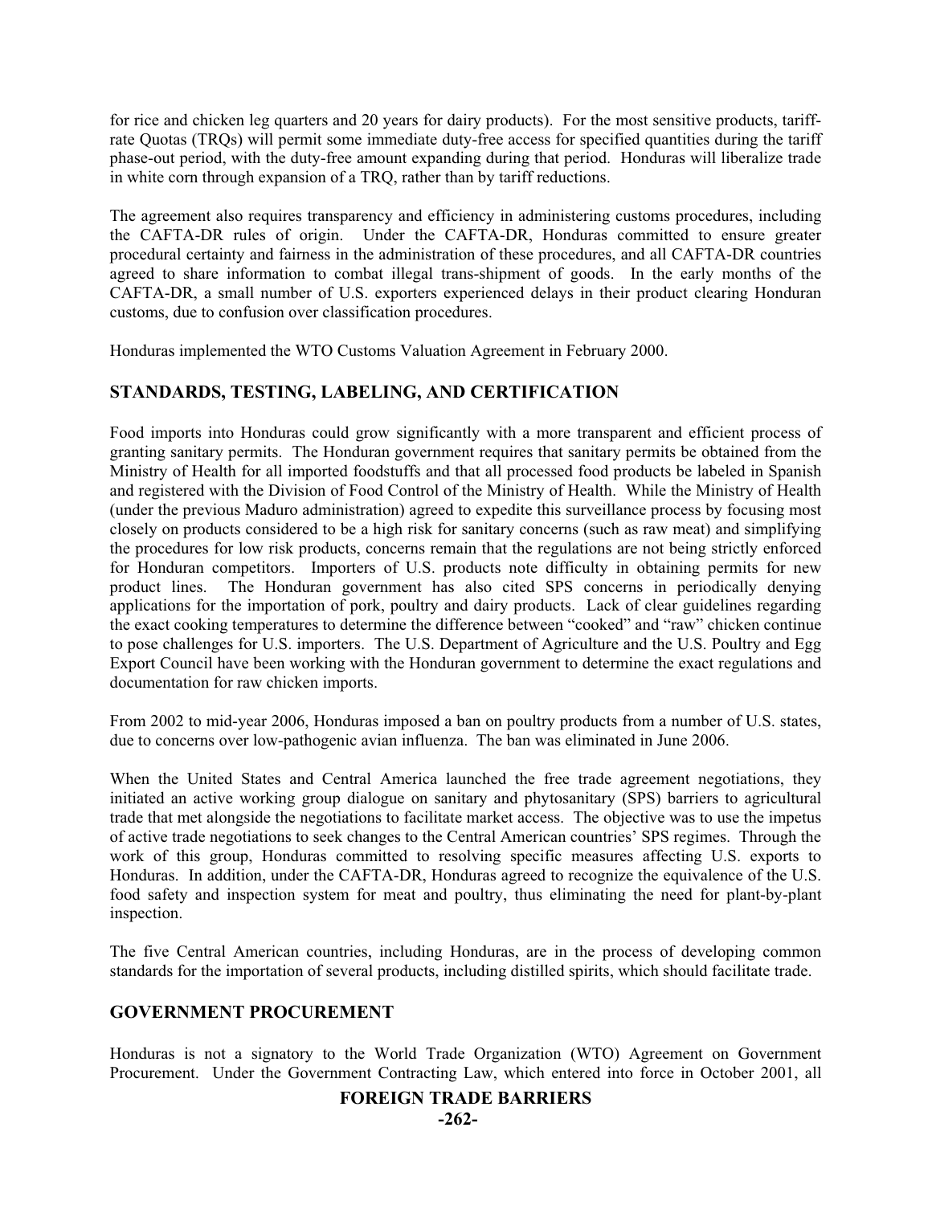for rice and chicken leg quarters and 20 years for dairy products). For the most sensitive products, tariff-rate Quotas (TRQs) will permit some immediate duty-free access for specified quantities during the tariff phase-out period, with the duty-free amount expanding during that period. Honduras will liberalize trade in white corn through expansion of a TRQ, rather than by tariff reductions.

The agreement also requires transparency and efficiency in administering customs procedures, including the CAFTA-DR rules of origin. Under the CAFTA-DR, Honduras committed to ensure greater procedural certainty and fairness in the administration of these procedures, and all CAFTA-DR countries agreed to share information to combat illegal trans-shipment of goods. In the early months of the CAFTA-DR, a small number of U.S. exporters experienced delays in their product clearing Honduran customs, due to confusion over classification procedures.

Honduras implemented the WTO Customs Valuation Agreement in February 2000.

## STANDARDS, TESTING, LABELING, AND CERTIFICATION

Food imports into Honduras could grow significantly with a more transparent and efficient process of granting sanitary permits. The Honduran government requires that sanitary permits be obtained from the Ministry of Health for all imported foodstuffs and that all processed food products be labeled in Spanish and registered with the Division of Food Control of the Ministry of Health. While the Ministry of Health (under the previous Maduro administration) agreed to expedite this surveillance process by focusing most closely on products considered to be a high risk for sanitary concerns (such as raw meat) and simplifying the procedures for low risk products, concerns remain that the regulations are not being strictly enforced for Honduran competitors. Importers of U.S. products note difficulty in obtaining permits for new product lines. The Honduran government has also cited SPS concerns in periodically denying applications for the importation of pork, poultry and dairy products. Lack of clear guidelines regarding the exact cooking temperatures to determine the difference between "cooked" and "raw" chicken continue to pose challenges for U.S. importers. The U.S. Department of Agriculture and the U.S. Poultry and Egg Export Council have been working with the Honduran government to determine the exact regulations and documentation for raw chicken imports.

From 2002 to mid-year 2006, Honduras imposed a ban on poultry products from a number of U.S. states, due to concerns over low-pathogenic avian influenza. The ban was eliminated in June 2006.

When the United States and Central America launched the free trade agreement negotiations, they initiated an active working group dialogue on sanitary and phytosanitary (SPS) barriers to agricultural trade that met alongside the negotiations to facilitate market access. The objective was to use the impetus of active trade negotiations to seek changes to the Central American countries' SPS regimes. Through the work of this group, Honduras committed to resolving specific measures affecting U.S. exports to Honduras. In addition, under the CAFTA-DR, Honduras agreed to recognize the equivalence of the U.S. food safety and inspection system for meat and poultry, thus eliminating the need for plant-by-plant inspection.

The five Central American countries, including Honduras, are in the process of developing common standards for the importation of several products, including distilled spirits, which should facilitate trade.

## GOVERNMENT PROCUREMENT

Honduras is not a signatory to the World Trade Organization (WTO) Agreement on Government Procurement. Under the Government Contracting Law, which entered into force in October 2001, all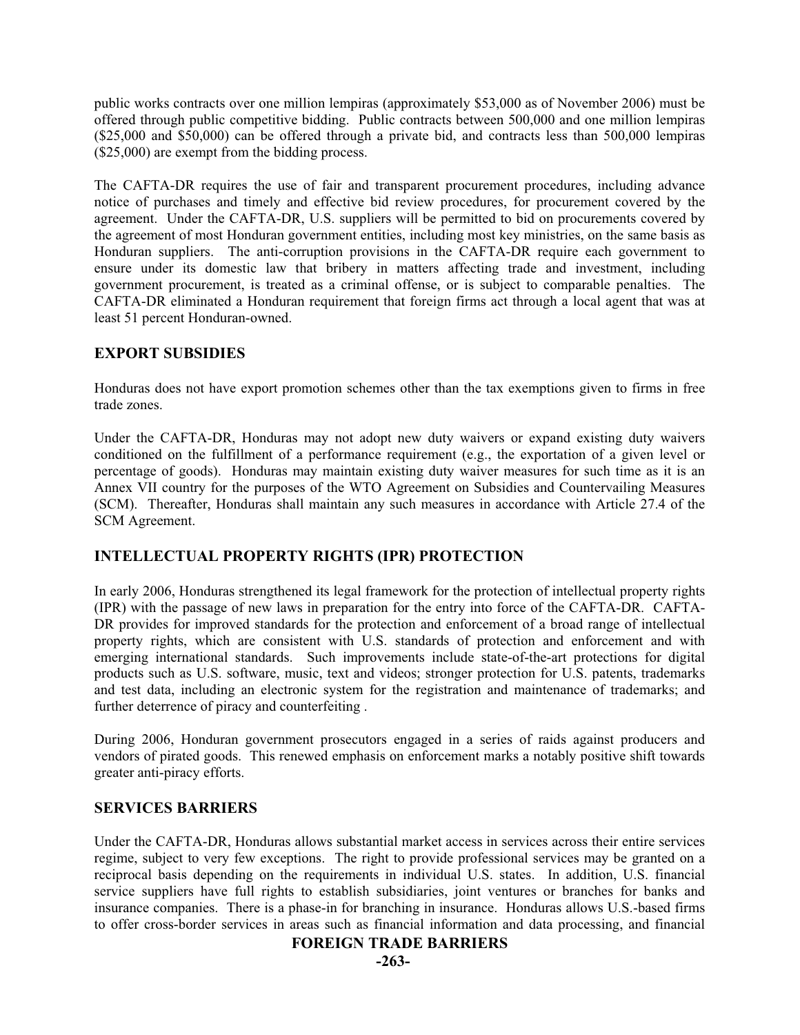public works contracts over one million lempiras (approximately $53,000 as of November 2006) must be offered through public competitive bidding. Public contracts between 500,000 and one million lempiras ($25,000 and $50,000) can be offered through a private bid, and contracts less than 500,000 lempiras ($25,000) are exempt from the bidding process.

The CAFTA-DR requires the use of fair and transparent procurement procedures, including advance notice of purchases and timely and effective bid review procedures, for procurement covered by the agreement. Under the CAFTA-DR, U.S. suppliers will be permitted to bid on procurements covered by the agreement of most Honduran government entities, including most key ministries, on the same basis as Honduran suppliers. The anti-corruption provisions in the CAFTA-DR require each government to ensure under its domestic law that bribery in matters affecting trade and investment, including government procurement, is treated as a criminal offense, or is subject to comparable penalties. The CAFTA-DR eliminated a Honduran requirement that foreign firms act through a local agent that was at least 51 percent Honduran-owned.

## EXPORT SUBSIDIES

Honduras does not have export promotion schemes other than the tax exemptions given to firms in free trade zones.

Under the CAFTA-DR, Honduras may not adopt new duty waivers or expand existing duty waivers conditioned on the fulfillment of a performance requirement (e.g., the exportation of a given level or percentage of goods). Honduras may maintain existing duty waiver measures for such time as it is an Annex VII country for the purposes of the WTO Agreement on Subsidies and Countervailing Measures (SCM). Thereafter, Honduras shall maintain any such measures in accordance with Article 27.4 of the SCM Agreement.

## INTELLECTUAL PROPERTY RIGHTS (IPR) PROTECTION

In early 2006, Honduras strengthened its legal framework for the protection of intellectual property rights (IPR) with the passage of new laws in preparation for the entry into force of the CAFTA-DR. CAFTA-DR provides for improved standards for the protection and enforcement of a broad range of intellectual property rights, which are consistent with U.S. standards of protection and enforcement and with emerging international standards. Such improvements include state-of-the-art protections for digital products such as U.S. software, music, text and videos; stronger protection for U.S. patents, trademarks and test data, including an electronic system for the registration and maintenance of trademarks; and further deterrence of piracy and counterfeiting .

During 2006, Honduran government prosecutors engaged in a series of raids against producers and vendors of pirated goods. This renewed emphasis on enforcement marks a notably positive shift towards greater anti-piracy efforts.

## SERVICES BARRIERS

Under the CAFTA-DR, Honduras allows substantial market access in services across their entire services regime, subject to very few exceptions. The right to provide professional services may be granted on a reciprocal basis depending on the requirements in individual U.S. states. In addition, U.S. financial service suppliers have full rights to establish subsidiaries, joint ventures or branches for banks and insurance companies. There is a phase-in for branching in insurance. Honduras allows U.S.-based firms to offer cross-border services in areas such as financial information and data processing, and financial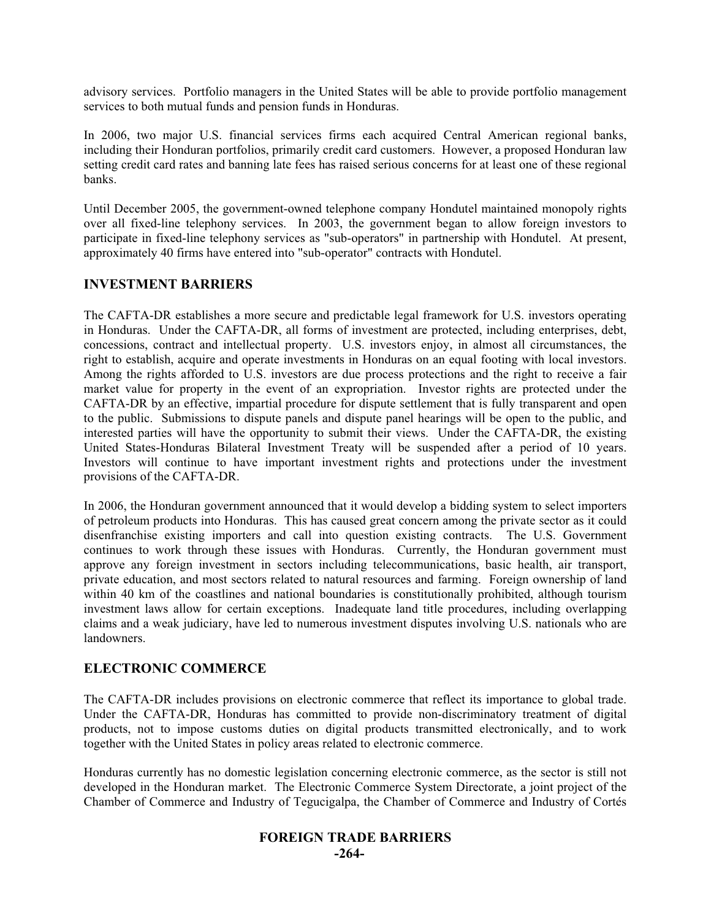advisory services. Portfolio managers in the United States will be able to provide portfolio management services to both mutual funds and pension funds in Honduras.

In 2006, two major U.S. financial services firms each acquired Central American regional banks, including their Honduran portfolios, primarily credit card customers. However, a proposed Honduran law setting credit card rates and banning late fees has raised serious concerns for at least one of these regional banks.

Until December 2005, the government-owned telephone company Hondutel maintained monopoly rights over all fixed-line telephony services. In 2003, the government began to allow foreign investors to participate in fixed-line telephony services as "sub-operators" in partnership with Hondutel. At present, approximately 40 firms have entered into "sub-operator" contracts with Hondutel.

## INVESTMENT BARRIERS

The CAFTA-DR establishes a more secure and predictable legal framework for U.S. investors operating in Honduras. Under the CAFTA-DR, all forms of investment are protected, including enterprises, debt, concessions, contract and intellectual property. U.S. investors enjoy, in almost all circumstances, the right to establish, acquire and operate investments in Honduras on an equal footing with local investors. Among the rights afforded to U.S. investors are due process protections and the right to receive a fair market value for property in the event of an expropriation. Investor rights are protected under the CAFTA-DR by an effective, impartial procedure for dispute settlement that is fully transparent and open to the public. Submissions to dispute panels and dispute panel hearings will be open to the public, and interested parties will have the opportunity to submit their views. Under the CAFTA-DR, the existing United States-Honduras Bilateral Investment Treaty will be suspended after a period of 10 years. Investors will continue to have important investment rights and protections under the investment provisions of the CAFTA-DR.

In 2006, the Honduran government announced that it would develop a bidding system to select importers of petroleum products into Honduras. This has caused great concern among the private sector as it could disenfranchise existing importers and call into question existing contracts. The U.S. Government continues to work through these issues with Honduras. Currently, the Honduran government must approve any foreign investment in sectors including telecommunications, basic health, air transport, private education, and most sectors related to natural resources and farming. Foreign ownership of land within 40 km of the coastlines and national boundaries is constitutionally prohibited, although tourism investment laws allow for certain exceptions. Inadequate land title procedures, including overlapping claims and a weak judiciary, have led to numerous investment disputes involving U.S. nationals who are landowners.

## ELECTRONIC COMMERCE

The CAFTA-DR includes provisions on electronic commerce that reflect its importance to global trade. Under the CAFTA-DR, Honduras has committed to provide non-discriminatory treatment of digital products, not to impose customs duties on digital products transmitted electronically, and to work together with the United States in policy areas related to electronic commerce.

Honduras currently has no domestic legislation concerning electronic commerce, as the sector is still not developed in the Honduran market. The Electronic Commerce System Directorate, a joint project of the Chamber of Commerce and Industry of Tegucigalpa, the Chamber of Commerce and Industry of Cortés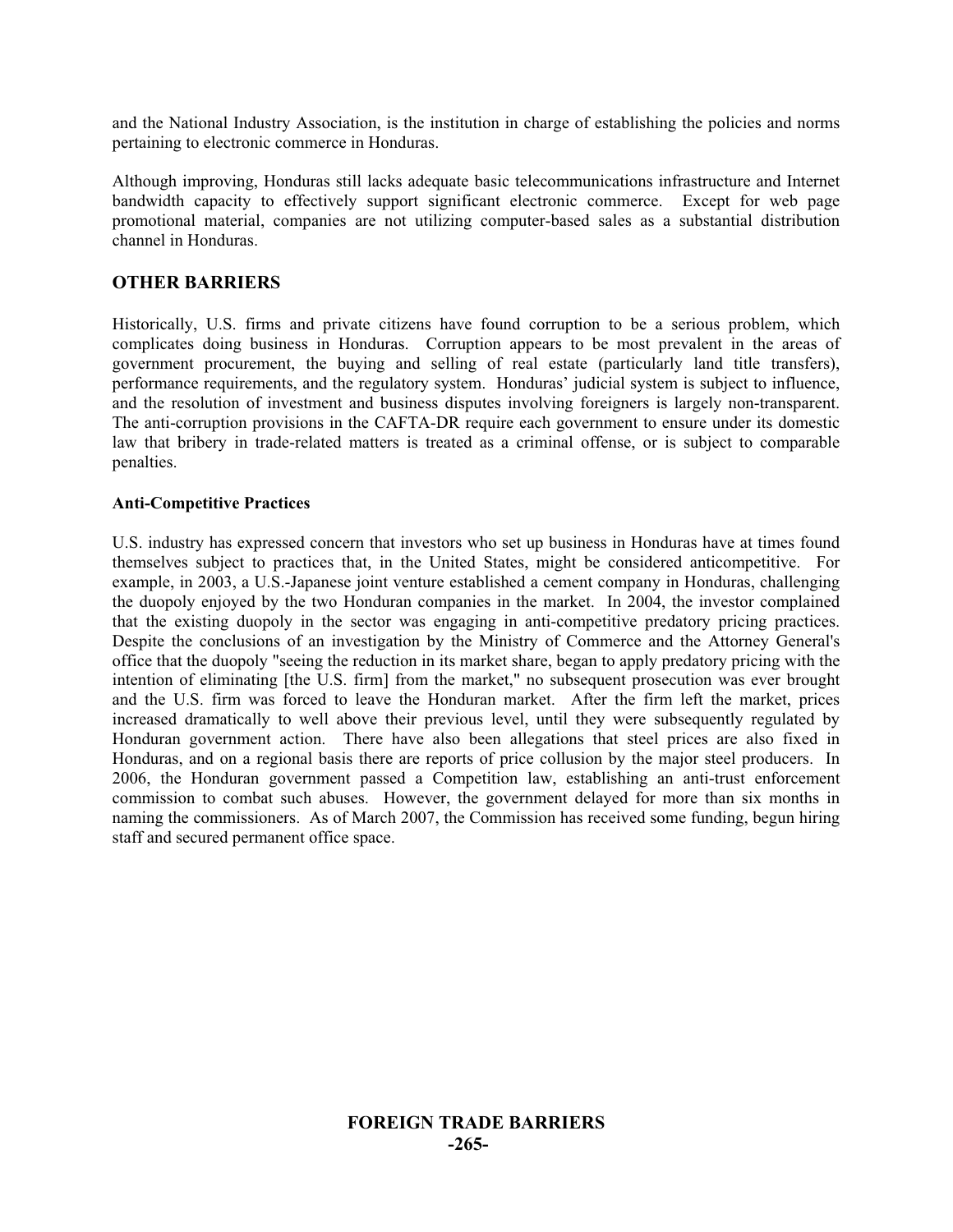and the National Industry Association, is the institution in charge of establishing the policies and norms pertaining to electronic commerce in Honduras.

Although improving, Honduras still lacks adequate basic telecommunications infrastructure and Internet bandwidth capacity to effectively support significant electronic commerce. Except for web page promotional material, companies are not utilizing computer-based sales as a substantial distribution channel in Honduras.

## OTHER BARRIERS

Historically, U.S. firms and private citizens have found corruption to be a serious problem, which complicates doing business in Honduras. Corruption appears to be most prevalent in the areas of government procurement, the buying and selling of real estate (particularly land title transfers), performance requirements, and the regulatory system. Honduras' judicial system is subject to influence, and the resolution of investment and business disputes involving foreigners is largely non-transparent. The anti-corruption provisions in the CAFTA-DR require each government to ensure under its domestic law that bribery in trade-related matters is treated as a criminal offense, or is subject to comparable penalties.

### Anti-Competitive Practices

U.S. industry has expressed concern that investors who set up business in Honduras have at times found themselves subject to practices that, in the United States, might be considered anticompetitive. For example, in 2003, a U.S.-Japanese joint venture established a cement company in Honduras, challenging the duopoly enjoyed by the two Honduran companies in the market. In 2004, the investor complained that the existing duopoly in the sector was engaging in anti-competitive predatory pricing practices. Despite the conclusions of an investigation by the Ministry of Commerce and the Attorney General's office that the duopoly "seeing the reduction in its market share, began to apply predatory pricing with the intention of eliminating [the U.S. firm] from the market," no subsequent prosecution was ever brought and the U.S. firm was forced to leave the Honduran market. After the firm left the market, prices increased dramatically to well above their previous level, until they were subsequently regulated by Honduran government action. There have also been allegations that steel prices are also fixed in Honduras, and on a regional basis there are reports of price collusion by the major steel producers. In 2006, the Honduran government passed a Competition law, establishing an anti-trust enforcement commission to combat such abuses. However, the government delayed for more than six months in naming the commissioners. As of March 2007, the Commission has received some funding, begun hiring staff and secured permanent office space.